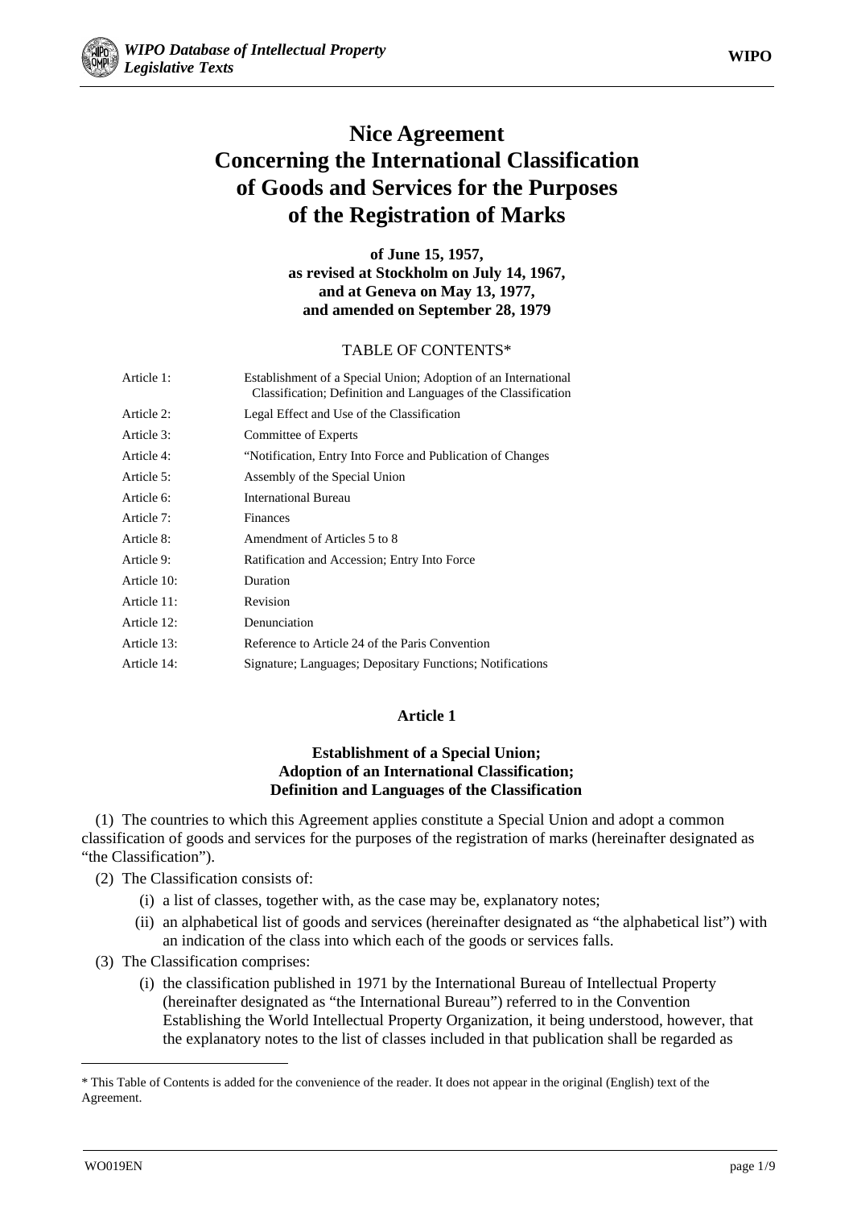# Nice Agreement Concerning the International Classification of Goods and Services for the Purposes of the Registration of Marks

**of June 15, 1957,**
**as revised at Stockholm on July 14, 1967,**
**and at Geneva on May 13, 1977,**
**and amended on September 28, 1979**

TABLE OF CONTENTS*

| | |
|---|---|
| Article 1: | Establishment of a Special Union; Adoption of an International Classification; Definition and Languages of the Classification |
| Article 2: | Legal Effect and Use of the Classification |
| Article 3: | Committee of Experts |
| Article 4: | "Notification, Entry Into Force and Publication of Changes |
| Article 5: | Assembly of the Special Union |
| Article 6: | International Bureau |
| Article 7: | Finances |
| Article 8: | Amendment of Articles 5 to 8 |
| Article 9: | Ratification and Accession; Entry Into Force |
| Article 10: | Duration |
| Article 11: | Revision |
| Article 12: | Denunciation |
| Article 13: | Reference to Article 24 of the Paris Convention |
| Article 14: | Signature; Languages; Depositary Functions; Notifications |

## Article 1

### Establishment of a Special Union; Adoption of an International Classification; Definition and Languages of the Classification

(1) The countries to which this Agreement applies constitute a Special Union and adopt a common classification of goods and services for the purposes of the registration of marks (hereinafter designated as "the Classification").

(2) The Classification consists of:

(i) a list of classes, together with, as the case may be, explanatory notes;

(ii) an alphabetical list of goods and services (hereinafter designated as "the alphabetical list") with an indication of the class into which each of the goods or services falls.

(3) The Classification comprises:

(i) the classification published in 1971 by the International Bureau of Intellectual Property (hereinafter designated as "the International Bureau") referred to in the Convention Establishing the World Intellectual Property Organization, it being understood, however, that the explanatory notes to the list of classes included in that publication shall be regarded as

---

* This Table of Contents is added for the convenience of the reader. It does not appear in the original (English) text of the Agreement.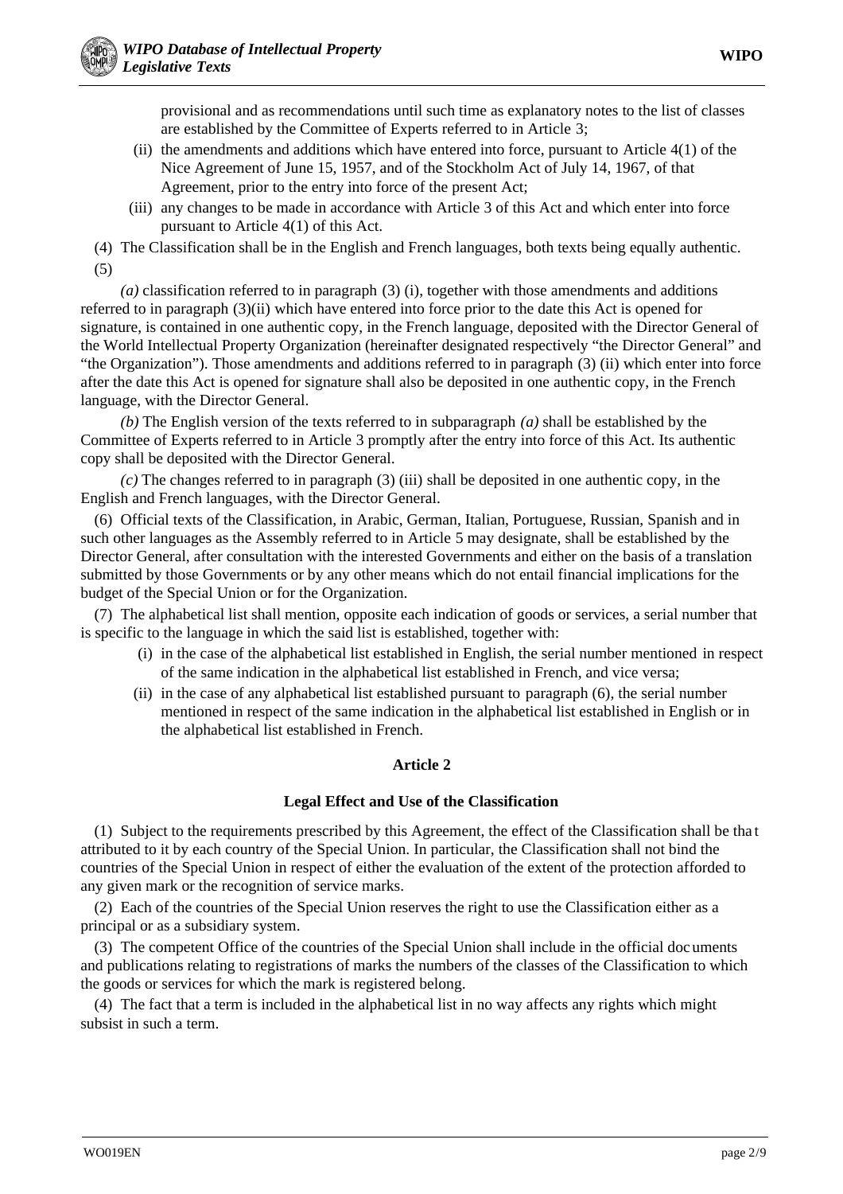provisional and as recommendations until such time as explanatory notes to the list of classes are established by the Committee of Experts referred to in Article 3;

(ii) the amendments and additions which have entered into force, pursuant to Article 4(1) of the Nice Agreement of June 15, 1957, and of the Stockholm Act of July 14, 1967, of that Agreement, prior to the entry into force of the present Act;

(iii) any changes to be made in accordance with Article 3 of this Act and which enter into force pursuant to Article 4(1) of this Act.

(4) The Classification shall be in the English and French languages, both texts being equally authentic.

(5)

*(a)* classification referred to in paragraph (3) (i), together with those amendments and additions referred to in paragraph (3)(ii) which have entered into force prior to the date this Act is opened for signature, is contained in one authentic copy, in the French language, deposited with the Director General of the World Intellectual Property Organization (hereinafter designated respectively "the Director General" and "the Organization"). Those amendments and additions referred to in paragraph (3) (ii) which enter into force after the date this Act is opened for signature shall also be deposited in one authentic copy, in the French language, with the Director General.

*(b)* The English version of the texts referred to in subparagraph *(a)* shall be established by the Committee of Experts referred to in Article 3 promptly after the entry into force of this Act. Its authentic copy shall be deposited with the Director General.

*(c)* The changes referred to in paragraph (3) (iii) shall be deposited in one authentic copy, in the English and French languages, with the Director General.

(6) Official texts of the Classification, in Arabic, German, Italian, Portuguese, Russian, Spanish and in such other languages as the Assembly referred to in Article 5 may designate, shall be established by the Director General, after consultation with the interested Governments and either on the basis of a translation submitted by those Governments or by any other means which do not entail financial implications for the budget of the Special Union or for the Organization.

(7) The alphabetical list shall mention, opposite each indication of goods or services, a serial number that is specific to the language in which the said list is established, together with:

(i) in the case of the alphabetical list established in English, the serial number mentioned in respect of the same indication in the alphabetical list established in French, and vice versa;

(ii) in the case of any alphabetical list established pursuant to paragraph (6), the serial number mentioned in respect of the same indication in the alphabetical list established in English or in the alphabetical list established in French.

## Article 2

### Legal Effect and Use of the Classification

(1) Subject to the requirements prescribed by this Agreement, the effect of the Classification shall be that attributed to it by each country of the Special Union. In particular, the Classification shall not bind the countries of the Special Union in respect of either the evaluation of the extent of the protection afforded to any given mark or the recognition of service marks.

(2) Each of the countries of the Special Union reserves the right to use the Classification either as a principal or as a subsidiary system.

(3) The competent Office of the countries of the Special Union shall include in the official documents and publications relating to registrations of marks the numbers of the classes of the Classification to which the goods or services for which the mark is registered belong.

(4) The fact that a term is included in the alphabetical list in no way affects any rights which might subsist in such a term.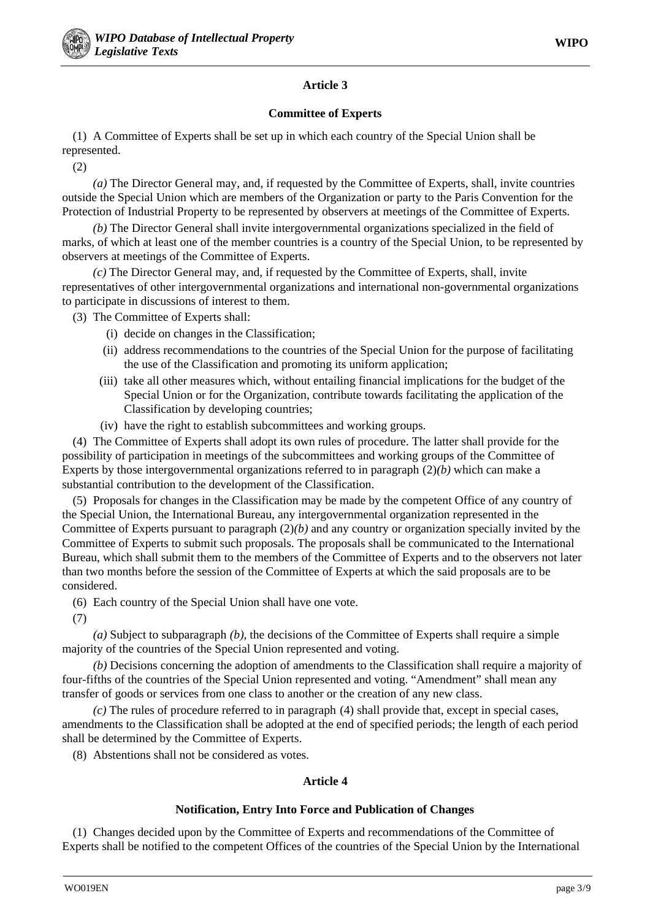### Article 3

#### Committee of Experts

(1) A Committee of Experts shall be set up in which each country of the Special Union shall be represented.

(2)

*(a)* The Director General may, and, if requested by the Committee of Experts, shall, invite countries outside the Special Union which are members of the Organization or party to the Paris Convention for the Protection of Industrial Property to be represented by observers at meetings of the Committee of Experts.

*(b)* The Director General shall invite intergovernmental organizations specialized in the field of marks, of which at least one of the member countries is a country of the Special Union, to be represented by observers at meetings of the Committee of Experts.

*(c)* The Director General may, and, if requested by the Committee of Experts, shall, invite representatives of other intergovernmental organizations and international non-governmental organizations to participate in discussions of interest to them.

(3) The Committee of Experts shall:

(i) decide on changes in the Classification;

(ii) address recommendations to the countries of the Special Union for the purpose of facilitating the use of the Classification and promoting its uniform application;

(iii) take all other measures which, without entailing financial implications for the budget of the Special Union or for the Organization, contribute towards facilitating the application of the Classification by developing countries;

(iv) have the right to establish subcommittees and working groups.

(4) The Committee of Experts shall adopt its own rules of procedure. The latter shall provide for the possibility of participation in meetings of the subcommittees and working groups of the Committee of Experts by those intergovernmental organizations referred to in paragraph (2)*(b)* which can make a substantial contribution to the development of the Classification.

(5) Proposals for changes in the Classification may be made by the competent Office of any country of the Special Union, the International Bureau, any intergovernmental organization represented in the Committee of Experts pursuant to paragraph (2)*(b)* and any country or organization specially invited by the Committee of Experts to submit such proposals. The proposals shall be communicated to the International Bureau, which shall submit them to the members of the Committee of Experts and to the observers not later than two months before the session of the Committee of Experts at which the said proposals are to be considered.

(6) Each country of the Special Union shall have one vote.

(7)

*(a)* Subject to subparagraph *(b)*, the decisions of the Committee of Experts shall require a simple majority of the countries of the Special Union represented and voting.

*(b)* Decisions concerning the adoption of amendments to the Classification shall require a majority of four-fifths of the countries of the Special Union represented and voting. “Amendment” shall mean any transfer of goods or services from one class to another or the creation of any new class.

*(c)* The rules of procedure referred to in paragraph (4) shall provide that, except in special cases, amendments to the Classification shall be adopted at the end of specified periods; the length of each period shall be determined by the Committee of Experts.

(8) Abstentions shall not be considered as votes.

### Article 4

#### Notification, Entry Into Force and Publication of Changes

(1) Changes decided upon by the Committee of Experts and recommendations of the Committee of Experts shall be notified to the competent Offices of the countries of the Special Union by the International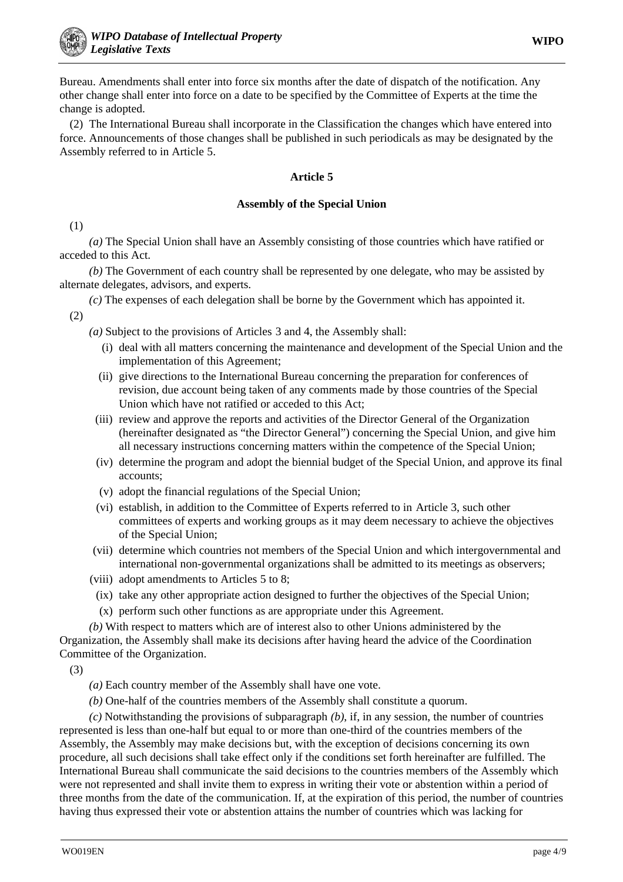Bureau. Amendments shall enter into force six months after the date of dispatch of the notification. Any other change shall enter into force on a date to be specified by the Committee of Experts at the time the change is adopted.

(2) The International Bureau shall incorporate in the Classification the changes which have entered into force. Announcements of those changes shall be published in such periodicals as may be designated by the Assembly referred to in Article 5.

**Article 5**

**Assembly of the Special Union**

(1)

*(a)* The Special Union shall have an Assembly consisting of those countries which have ratified or acceded to this Act.

*(b)* The Government of each country shall be represented by one delegate, who may be assisted by alternate delegates, advisors, and experts.

*(c)* The expenses of each delegation shall be borne by the Government which has appointed it.

(2)

*(a)* Subject to the provisions of Articles 3 and 4, the Assembly shall:

- (i) deal with all matters concerning the maintenance and development of the Special Union and the implementation of this Agreement;
- (ii) give directions to the International Bureau concerning the preparation for conferences of revision, due account being taken of any comments made by those countries of the Special Union which have not ratified or acceded to this Act;
- (iii) review and approve the reports and activities of the Director General of the Organization (hereinafter designated as "the Director General") concerning the Special Union, and give him all necessary instructions concerning matters within the competence of the Special Union;
- (iv) determine the program and adopt the biennial budget of the Special Union, and approve its final accounts;
- (v) adopt the financial regulations of the Special Union;
- (vi) establish, in addition to the Committee of Experts referred to in Article 3, such other committees of experts and working groups as it may deem necessary to achieve the objectives of the Special Union;
- (vii) determine which countries not members of the Special Union and which intergovernmental and international non-governmental organizations shall be admitted to its meetings as observers;
- (viii) adopt amendments to Articles 5 to 8;
- (ix) take any other appropriate action designed to further the objectives of the Special Union;
- (x) perform such other functions as are appropriate under this Agreement.

*(b)* With respect to matters which are of interest also to other Unions administered by the Organization, the Assembly shall make its decisions after having heard the advice of the Coordination Committee of the Organization.

(3)

*(a)* Each country member of the Assembly shall have one vote.

*(b)* One-half of the countries members of the Assembly shall constitute a quorum.

*(c)* Notwithstanding the provisions of subparagraph *(b)*, if, in any session, the number of countries represented is less than one-half but equal to or more than one-third of the countries members of the Assembly, the Assembly may make decisions but, with the exception of decisions concerning its own procedure, all such decisions shall take effect only if the conditions set forth hereinafter are fulfilled. The International Bureau shall communicate the said decisions to the countries members of the Assembly which were not represented and shall invite them to express in writing their vote or abstention within a period of three months from the date of the communication. If, at the expiration of this period, the number of countries having thus expressed their vote or abstention attains the number of countries which was lacking for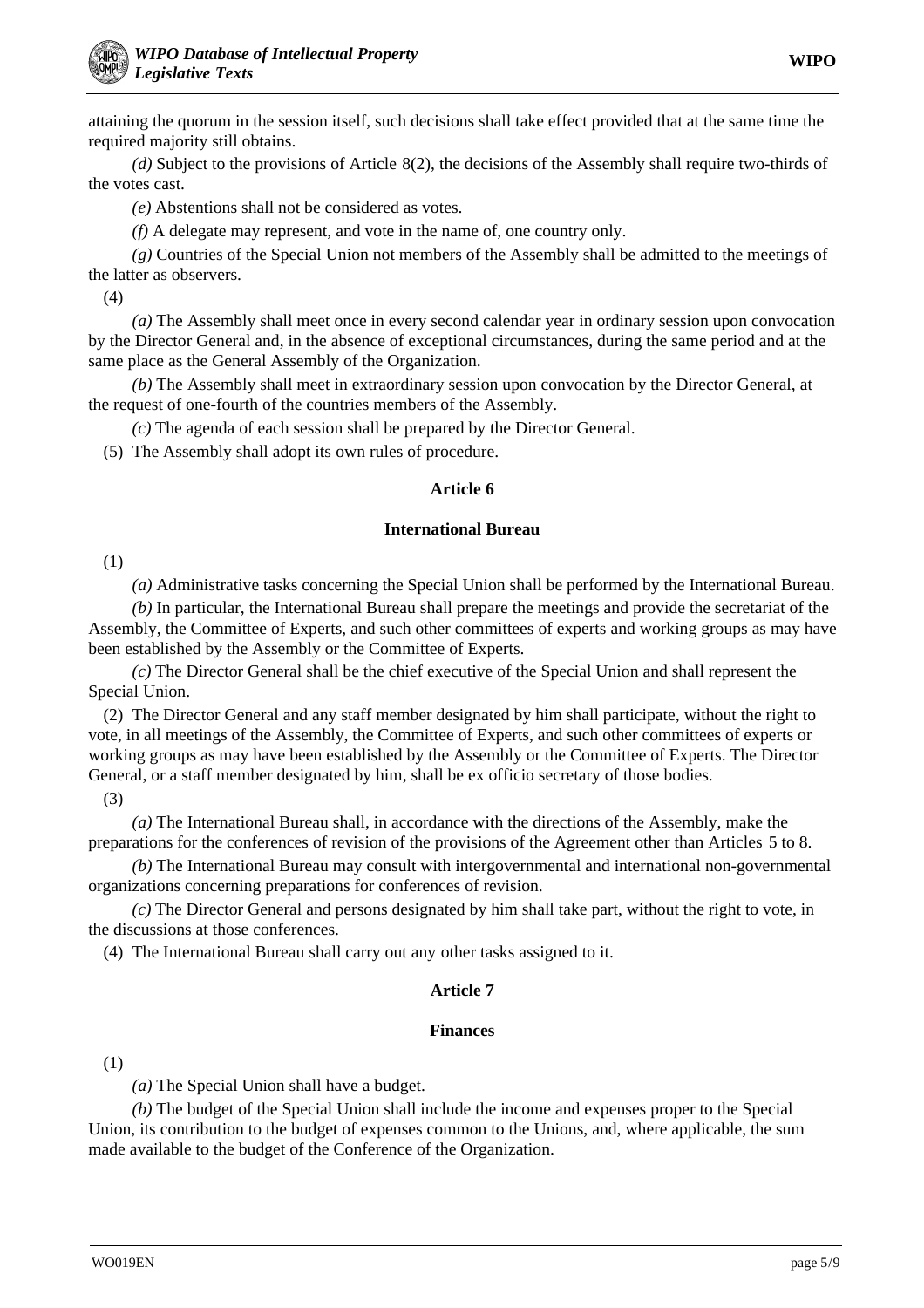attaining the quorum in the session itself, such decisions shall take effect provided that at the same time the required majority still obtains.

*(d)* Subject to the provisions of Article 8(2), the decisions of the Assembly shall require two-thirds of the votes cast.

*(e)* Abstentions shall not be considered as votes.

*(f)* A delegate may represent, and vote in the name of, one country only.

*(g)* Countries of the Special Union not members of the Assembly shall be admitted to the meetings of the latter as observers.

(4)

*(a)* The Assembly shall meet once in every second calendar year in ordinary session upon convocation by the Director General and, in the absence of exceptional circumstances, during the same period and at the same place as the General Assembly of the Organization.

*(b)* The Assembly shall meet in extraordinary session upon convocation by the Director General, at the request of one-fourth of the countries members of the Assembly.

*(c)* The agenda of each session shall be prepared by the Director General.

(5) The Assembly shall adopt its own rules of procedure.

**Article 6**

**International Bureau**

(1)

*(a)* Administrative tasks concerning the Special Union shall be performed by the International Bureau.

*(b)* In particular, the International Bureau shall prepare the meetings and provide the secretariat of the Assembly, the Committee of Experts, and such other committees of experts and working groups as may have been established by the Assembly or the Committee of Experts.

*(c)* The Director General shall be the chief executive of the Special Union and shall represent the Special Union.

(2) The Director General and any staff member designated by him shall participate, without the right to vote, in all meetings of the Assembly, the Committee of Experts, and such other committees of experts or working groups as may have been established by the Assembly or the Committee of Experts. The Director General, or a staff member designated by him, shall be ex officio secretary of those bodies.

(3)

*(a)* The International Bureau shall, in accordance with the directions of the Assembly, make the preparations for the conferences of revision of the provisions of the Agreement other than Articles 5 to 8.

*(b)* The International Bureau may consult with intergovernmental and international non-governmental organizations concerning preparations for conferences of revision.

*(c)* The Director General and persons designated by him shall take part, without the right to vote, in the discussions at those conferences.

(4) The International Bureau shall carry out any other tasks assigned to it.

**Article 7**

**Finances**

(1)

*(a)* The Special Union shall have a budget.

*(b)* The budget of the Special Union shall include the income and expenses proper to the Special Union, its contribution to the budget of expenses common to the Unions, and, where applicable, the sum made available to the budget of the Conference of the Organization.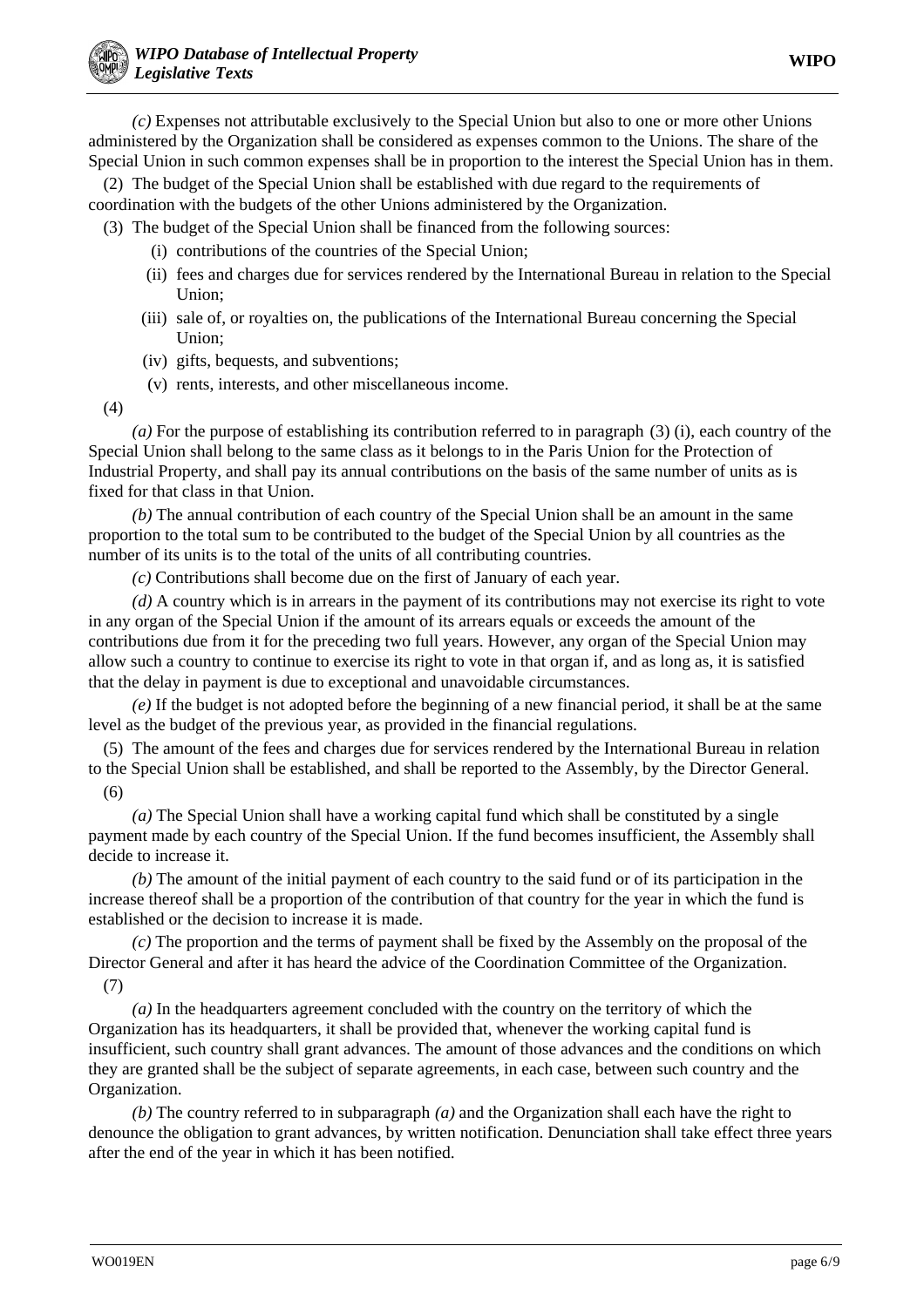*(c)* Expenses not attributable exclusively to the Special Union but also to one or more other Unions administered by the Organization shall be considered as expenses common to the Unions. The share of the Special Union in such common expenses shall be in proportion to the interest the Special Union has in them.

(2) The budget of the Special Union shall be established with due regard to the requirements of coordination with the budgets of the other Unions administered by the Organization.

(3) The budget of the Special Union shall be financed from the following sources:

(i) contributions of the countries of the Special Union;

(ii) fees and charges due for services rendered by the International Bureau in relation to the Special Union;

(iii) sale of, or royalties on, the publications of the International Bureau concerning the Special Union;

(iv) gifts, bequests, and subventions;

(v) rents, interests, and other miscellaneous income.

(4)

*(a)* For the purpose of establishing its contribution referred to in paragraph (3) (i), each country of the Special Union shall belong to the same class as it belongs to in the Paris Union for the Protection of Industrial Property, and shall pay its annual contributions on the basis of the same number of units as is fixed for that class in that Union.

*(b)* The annual contribution of each country of the Special Union shall be an amount in the same proportion to the total sum to be contributed to the budget of the Special Union by all countries as the number of its units is to the total of the units of all contributing countries.

*(c)* Contributions shall become due on the first of January of each year.

*(d)* A country which is in arrears in the payment of its contributions may not exercise its right to vote in any organ of the Special Union if the amount of its arrears equals or exceeds the amount of the contributions due from it for the preceding two full years. However, any organ of the Special Union may allow such a country to continue to exercise its right to vote in that organ if, and as long as, it is satisfied that the delay in payment is due to exceptional and unavoidable circumstances.

*(e)* If the budget is not adopted before the beginning of a new financial period, it shall be at the same level as the budget of the previous year, as provided in the financial regulations.

(5) The amount of the fees and charges due for services rendered by the International Bureau in relation to the Special Union shall be established, and shall be reported to the Assembly, by the Director General.

(6)

*(a)* The Special Union shall have a working capital fund which shall be constituted by a single payment made by each country of the Special Union. If the fund becomes insufficient, the Assembly shall decide to increase it.

*(b)* The amount of the initial payment of each country to the said fund or of its participation in the increase thereof shall be a proportion of the contribution of that country for the year in which the fund is established or the decision to increase it is made.

*(c)* The proportion and the terms of payment shall be fixed by the Assembly on the proposal of the Director General and after it has heard the advice of the Coordination Committee of the Organization.

(7)

*(a)* In the headquarters agreement concluded with the country on the territory of which the Organization has its headquarters, it shall be provided that, whenever the working capital fund is insufficient, such country shall grant advances. The amount of those advances and the conditions on which they are granted shall be the subject of separate agreements, in each case, between such country and the Organization.

*(b)* The country referred to in subparagraph *(a)* and the Organization shall each have the right to denounce the obligation to grant advances, by written notification. Denunciation shall take effect three years after the end of the year in which it has been notified.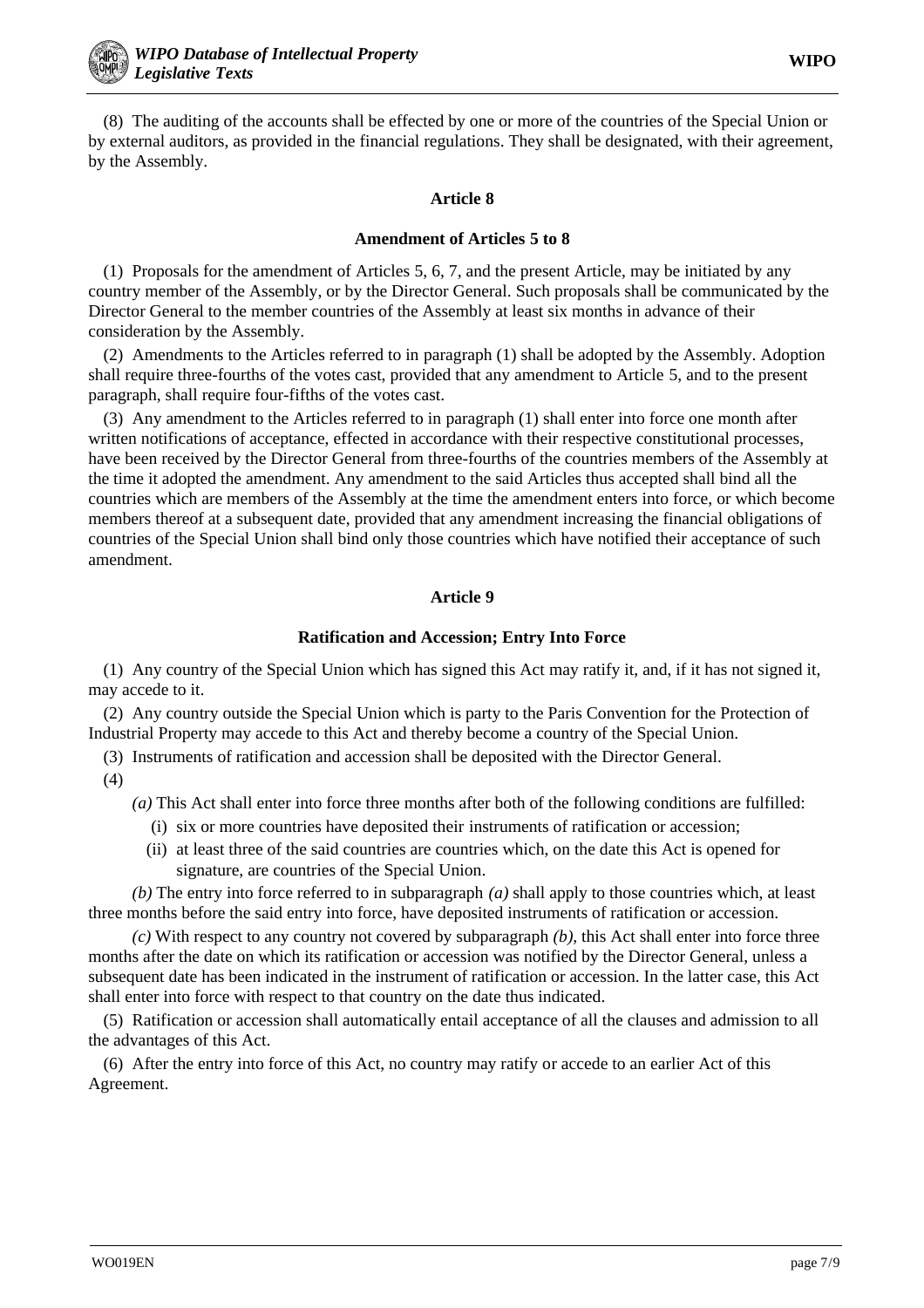(8) The auditing of the accounts shall be effected by one or more of the countries of the Special Union or by external auditors, as provided in the financial regulations. They shall be designated, with their agreement, by the Assembly.

### Article 8

### Amendment of Articles 5 to 8

(1) Proposals for the amendment of Articles 5, 6, 7, and the present Article, may be initiated by any country member of the Assembly, or by the Director General. Such proposals shall be communicated by the Director General to the member countries of the Assembly at least six months in advance of their consideration by the Assembly.

(2) Amendments to the Articles referred to in paragraph (1) shall be adopted by the Assembly. Adoption shall require three-fourths of the votes cast, provided that any amendment to Article 5, and to the present paragraph, shall require four-fifths of the votes cast.

(3) Any amendment to the Articles referred to in paragraph (1) shall enter into force one month after written notifications of acceptance, effected in accordance with their respective constitutional processes, have been received by the Director General from three-fourths of the countries members of the Assembly at the time it adopted the amendment. Any amendment to the said Articles thus accepted shall bind all the countries which are members of the Assembly at the time the amendment enters into force, or which become members thereof at a subsequent date, provided that any amendment increasing the financial obligations of countries of the Special Union shall bind only those countries which have notified their acceptance of such amendment.

### Article 9

### Ratification and Accession; Entry Into Force

(1) Any country of the Special Union which has signed this Act may ratify it, and, if it has not signed it, may accede to it.

(2) Any country outside the Special Union which is party to the Paris Convention for the Protection of Industrial Property may accede to this Act and thereby become a country of the Special Union.

(3) Instruments of ratification and accession shall be deposited with the Director General.

(4)

*(a)* This Act shall enter into force three months after both of the following conditions are fulfilled:

(i) six or more countries have deposited their instruments of ratification or accession;

(ii) at least three of the said countries are countries which, on the date this Act is opened for signature, are countries of the Special Union.

*(b)* The entry into force referred to in subparagraph *(a)* shall apply to those countries which, at least three months before the said entry into force, have deposited instruments of ratification or accession.

*(c)* With respect to any country not covered by subparagraph *(b)*, this Act shall enter into force three months after the date on which its ratification or accession was notified by the Director General, unless a subsequent date has been indicated in the instrument of ratification or accession. In the latter case, this Act shall enter into force with respect to that country on the date thus indicated.

(5) Ratification or accession shall automatically entail acceptance of all the clauses and admission to all the advantages of this Act.

(6) After the entry into force of this Act, no country may ratify or accede to an earlier Act of this Agreement.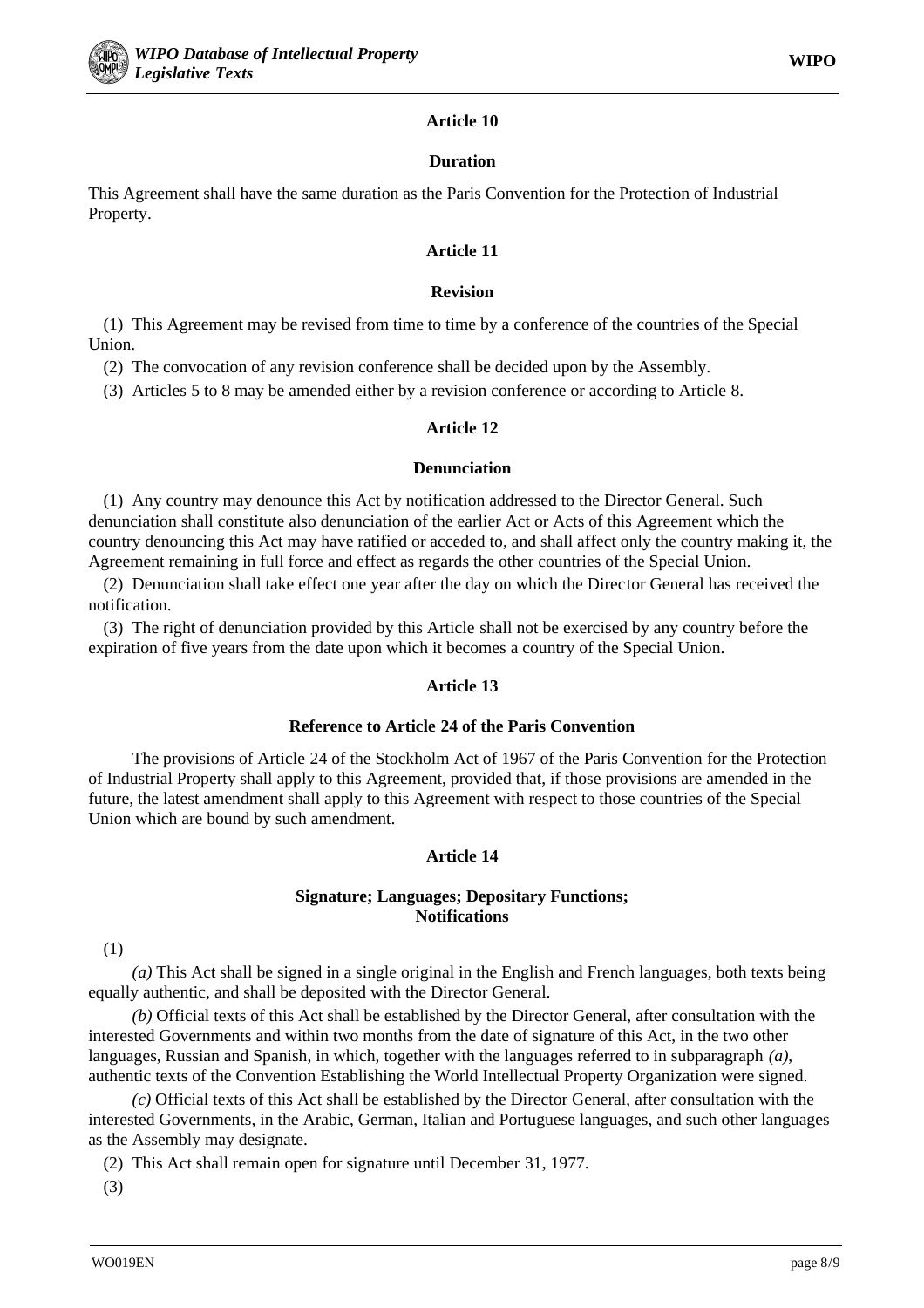### Article 10

#### Duration

This Agreement shall have the same duration as the Paris Convention for the Protection of Industrial Property.

### Article 11

#### Revision

(1) This Agreement may be revised from time to time by a conference of the countries of the Special Union.

(2) The convocation of any revision conference shall be decided upon by the Assembly.

(3) Articles 5 to 8 may be amended either by a revision conference or according to Article 8.

### Article 12

#### Denunciation

(1) Any country may denounce this Act by notification addressed to the Director General. Such denunciation shall constitute also denunciation of the earlier Act or Acts of this Agreement which the country denouncing this Act may have ratified or acceded to, and shall affect only the country making it, the Agreement remaining in full force and effect as regards the other countries of the Special Union.

(2) Denunciation shall take effect one year after the day on which the Director General has received the notification.

(3) The right of denunciation provided by this Article shall not be exercised by any country before the expiration of five years from the date upon which it becomes a country of the Special Union.

### Article 13

#### Reference to Article 24 of the Paris Convention

The provisions of Article 24 of the Stockholm Act of 1967 of the Paris Convention for the Protection of Industrial Property shall apply to this Agreement, provided that, if those provisions are amended in the future, the latest amendment shall apply to this Agreement with respect to those countries of the Special Union which are bound by such amendment.

### Article 14

#### Signature; Languages; Depositary Functions; Notifications

(1)

*(a)* This Act shall be signed in a single original in the English and French languages, both texts being equally authentic, and shall be deposited with the Director General.

*(b)* Official texts of this Act shall be established by the Director General, after consultation with the interested Governments and within two months from the date of signature of this Act, in the two other languages, Russian and Spanish, in which, together with the languages referred to in subparagraph *(a)*, authentic texts of the Convention Establishing the World Intellectual Property Organization were signed.

*(c)* Official texts of this Act shall be established by the Director General, after consultation with the interested Governments, in the Arabic, German, Italian and Portuguese languages, and such other languages as the Assembly may designate.

(2) This Act shall remain open for signature until December 31, 1977.

(3)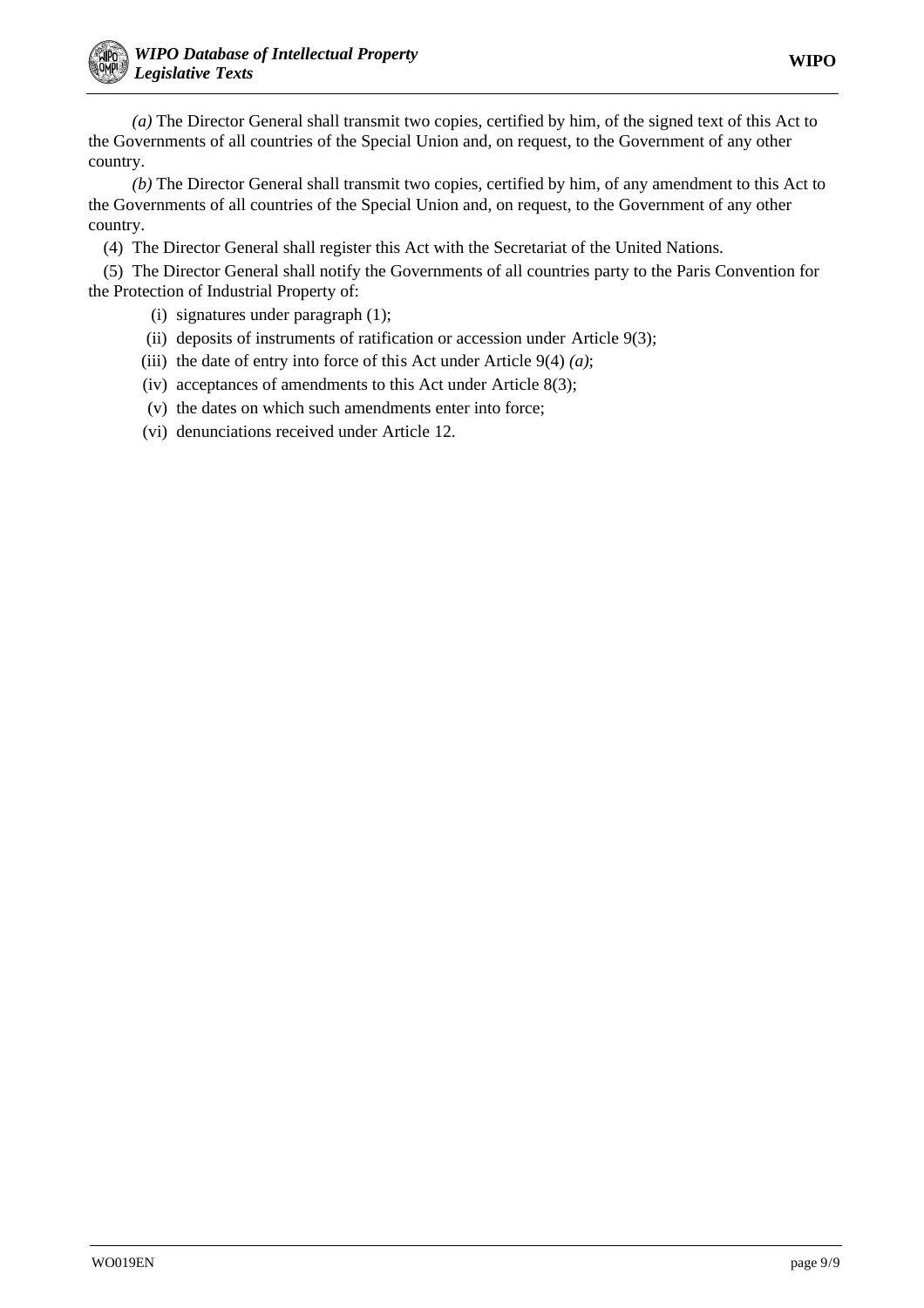*(a)* The Director General shall transmit two copies, certified by him, of the signed text of this Act to the Governments of all countries of the Special Union and, on request, to the Government of any other country.

*(b)* The Director General shall transmit two copies, certified by him, of any amendment to this Act to the Governments of all countries of the Special Union and, on request, to the Government of any other country.

(4) The Director General shall register this Act with the Secretariat of the United Nations.

(5) The Director General shall notify the Governments of all countries party to the Paris Convention for the Protection of Industrial Property of:

(i) signatures under paragraph (1);

(ii) deposits of instruments of ratification or accession under Article 9(3);

(iii) the date of entry into force of this Act under Article 9(4) *(a)*;

(iv) acceptances of amendments to this Act under Article 8(3);

(v) the dates on which such amendments enter into force;

(vi) denunciations received under Article 12.